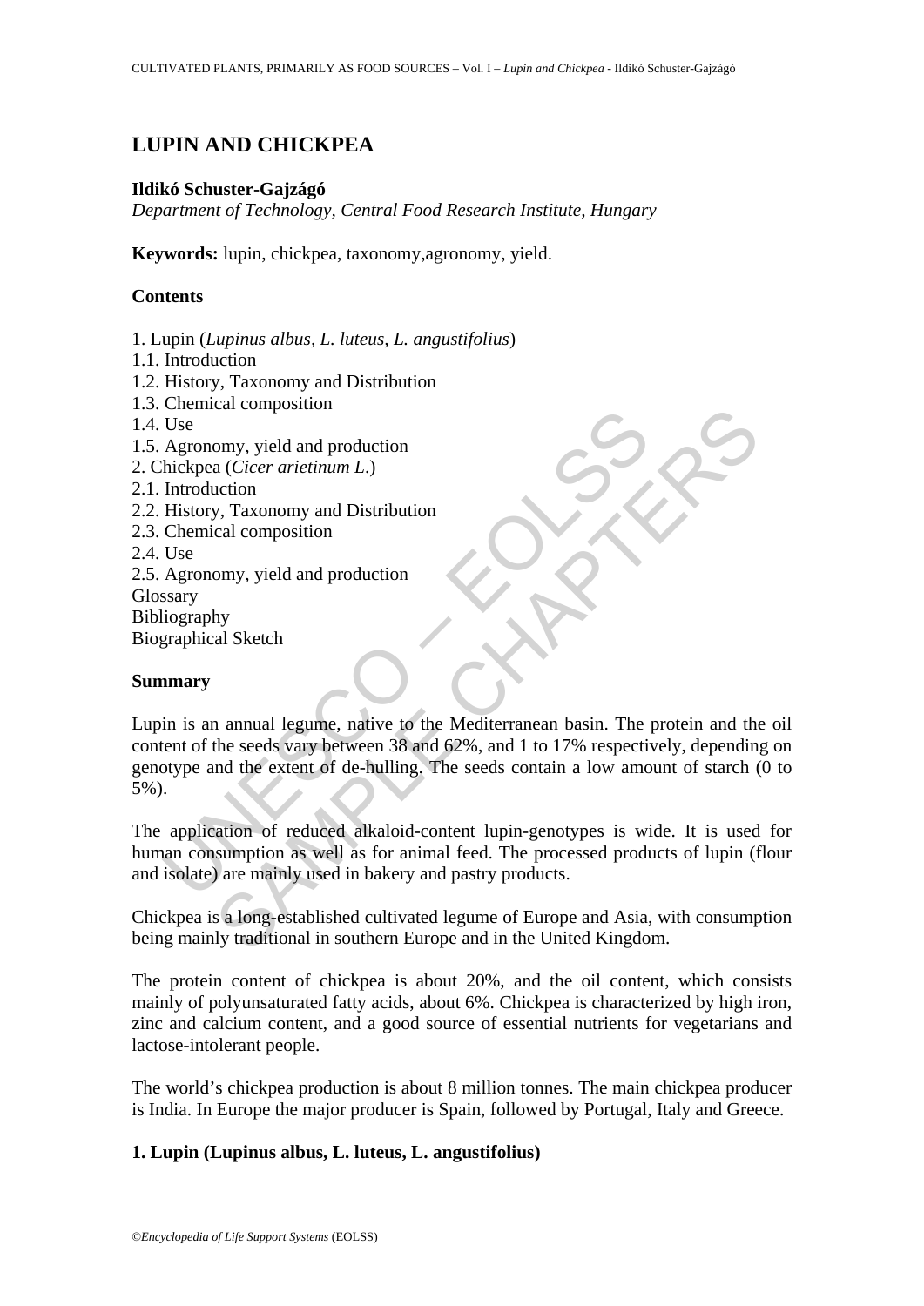# LUPIN AND CHICKPEA

**Ildikó Schuster-Gajzágó**

*Department of Technology, Central Food Research Institute, Hungary*

**Keywords:** lupin, chickpea, taxonomy,agronomy, yield.

## Contents

1. Lupin (*Lupinus albus, L. luteus, L. angustifolius*)
1.1. Introduction
1.2. History, Taxonomy and Distribution
1.3. Chemical composition
1.4. Use
1.5. Agronomy, yield and production
2. Chickpea (*Cicer arietinum L.*)
2.1. Introduction
2.2. History, Taxonomy and Distribution
2.3. Chemical composition
2.4. Use
2.5. Agronomy, yield and production
Glossary
Bibliography
Biographical Sketch

## Summary

Lupin is an annual legume, native to the Mediterranean basin. The protein and the oil content of the seeds vary between 38 and 62%, and 1 to 17% respectively, depending on genotype and the extent of de-hulling. The seeds contain a low amount of starch (0 to 5%).

The application of reduced alkaloid-content lupin-genotypes is wide. It is used for human consumption as well as for animal feed. The processed products of lupin (flour and isolate) are mainly used in bakery and pastry products.

Chickpea is a long-established cultivated legume of Europe and Asia, with consumption being mainly traditional in southern Europe and in the United Kingdom.

The protein content of chickpea is about 20%, and the oil content, which consists mainly of polyunsaturated fatty acids, about 6%. Chickpea is characterized by high iron, zinc and calcium content, and a good source of essential nutrients for vegetarians and lactose-intolerant people.

The world's chickpea production is about 8 million tonnes. The main chickpea producer is India. In Europe the major producer is Spain, followed by Portugal, Italy and Greece.

## 1. Lupin (Lupinus albus, L. luteus, L. angustifolius)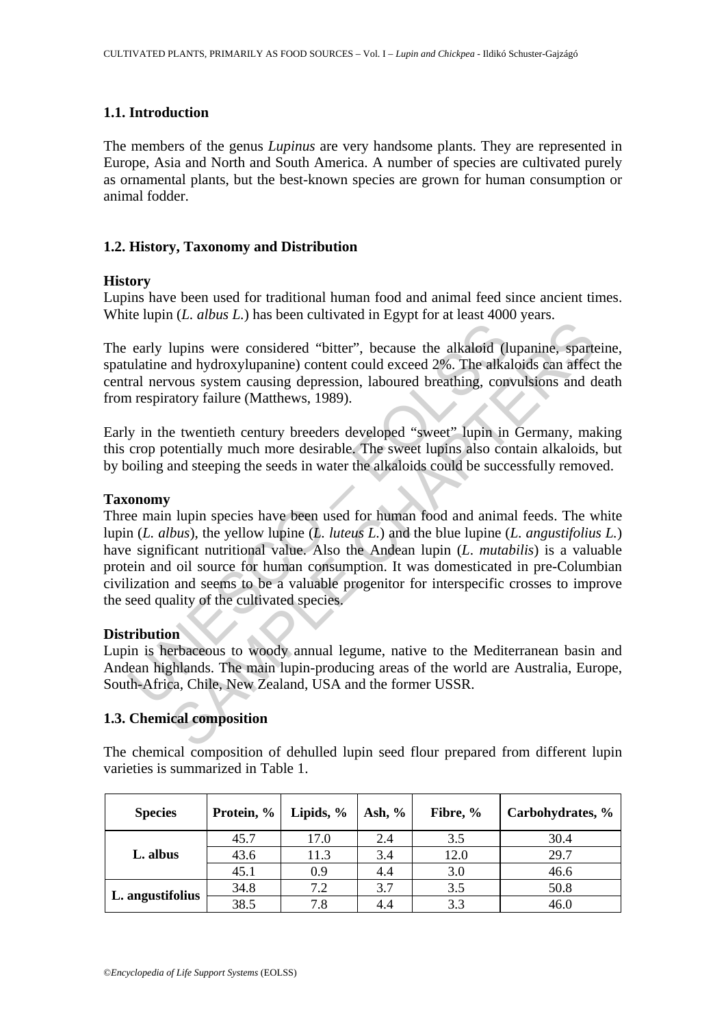### 1.1. Introduction

The members of the genus *Lupinus* are very handsome plants. They are represented in Europe, Asia and North and South America. A number of species are cultivated purely as ornamental plants, but the best-known species are grown for human consumption or animal fodder.

### 1.2. History, Taxonomy and Distribution

**History**

Lupins have been used for traditional human food and animal feed since ancient times. White lupin (*L. albus L.*) has been cultivated in Egypt for at least 4000 years.

The early lupins were considered "bitter", because the alkaloid (lupanine, sparteine, spatulatine and hydroxylupanine) content could exceed 2%. The alkaloids can affect the central nervous system causing depression, laboured breathing, convulsions and death from respiratory failure (Matthews, 1989).

Early in the twentieth century breeders developed "sweet" lupin in Germany, making this crop potentially much more desirable. The sweet lupins also contain alkaloids, but by boiling and steeping the seeds in water the alkaloids could be successfully removed.

**Taxonomy**

Three main lupin species have been used for human food and animal feeds. The white lupin (*L. albus*), the yellow lupine (*L. luteus L.*) and the blue lupine (*L. angustifolius L.*) have significant nutritional value. Also the Andean lupin (*L. mutabilis*) is a valuable protein and oil source for human consumption. It was domesticated in pre-Columbian civilization and seems to be a valuable progenitor for interspecific crosses to improve the seed quality of the cultivated species.

**Distribution**

Lupin is herbaceous to woody annual legume, native to the Mediterranean basin and Andean highlands. The main lupin-producing areas of the world are Australia, Europe, South-Africa, Chile, New Zealand, USA and the former USSR.

### 1.3. Chemical composition

The chemical composition of dehulled lupin seed flour prepared from different lupin varieties is summarized in Table 1.

| Species | Protein, % | Lipids, % | Ash, % | Fibre, % | Carbohydrates, % |
|---|---|---|---|---|---|
| L. albus | 45.7 | 17.0 | 2.4 | 3.5 | 30.4 |
| | 43.6 | 11.3 | 3.4 | 12.0 | 29.7 |
| | 45.1 | 0.9 | 4.4 | 3.0 | 46.6 |
| L. angustifolius | 34.8 | 7.2 | 3.7 | 3.5 | 50.8 |
| | 38.5 | 7.8 | 4.4 | 3.3 | 46.0 |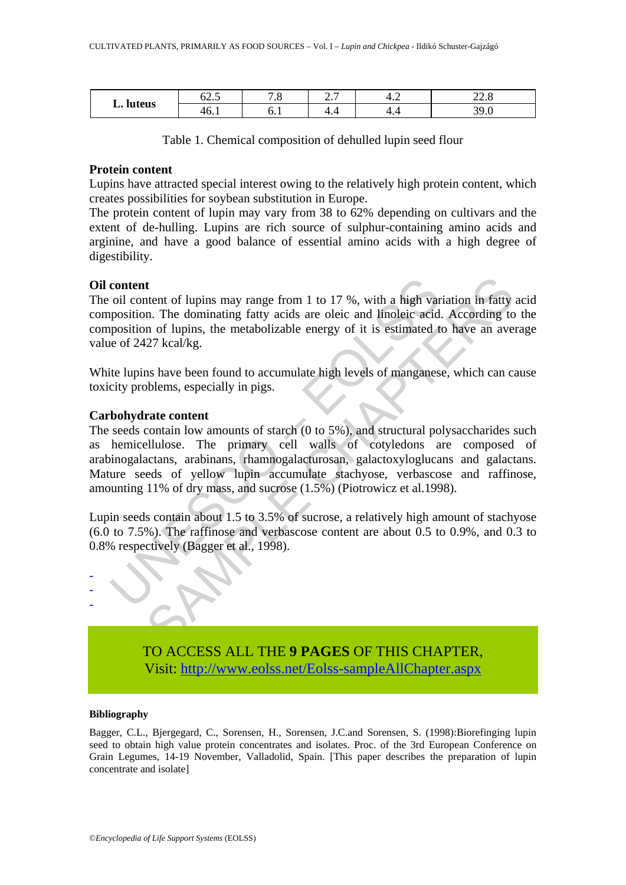| L. luteus | 62.5 | 7.8 | 2.7 | 4.2 | 22.8 |
|---|---|---|---|---|---|
| | 46.1 | 6.1 | 4.4 | 4.4 | 39.0 |

Table 1. Chemical composition of dehulled lupin seed flour

**Protein content**

Lupins have attracted special interest owing to the relatively high protein content, which creates possibilities for soybean substitution in Europe.

The protein content of lupin may vary from 38 to 62% depending on cultivars and the extent of de-hulling. Lupins are rich source of sulphur-containing amino acids and arginine, and have a good balance of essential amino acids with a high degree of digestibility.

**Oil content**

The oil content of lupins may range from 1 to 17 %, with a high variation in fatty acid composition. The dominating fatty acids are oleic and linoleic acid. According to the composition of lupins, the metabolizable energy of it is estimated to have an average value of 2427 kcal/kg.

White lupins have been found to accumulate high levels of manganese, which can cause toxicity problems, especially in pigs.

**Carbohydrate content**

The seeds contain low amounts of starch (0 to 5%), and structural polysaccharides such as hemicellulose. The primary cell walls of cotyledons are composed of arabinogalactans, arabinans, rhamnogalacturosan, galactoxyloglucans and galactans. Mature seeds of yellow lupin accumulate stachyose, verbascose and raffinose, amounting 11% of dry mass, and sucrose (1.5%) (Piotrowicz et al.1998).

Lupin seeds contain about 1.5 to 3.5% of sucrose, a relatively high amount of stachyose (6.0 to 7.5%). The raffinose and verbascose content are about 0.5 to 0.9%, and 0.3 to 0.8% respectively (Bagger et al., 1998).

-
-
-

TO ACCESS ALL THE **9 PAGES** OF THIS CHAPTER,
Visit: http://www.eolss.net/Eolss-sampleAllChapter.aspx

**Bibliography**

Bagger, C.L., Bjergegard, C., Sorensen, H., Sorensen, J.C.and Sorensen, S. (1998):Biorefinging lupin seed to obtain high value protein concentrates and isolates. Proc. of the 3rd European Conference on Grain Legumes, 14-19 November, Valladolid, Spain. [This paper describes the preparation of lupin concentrate and isolate]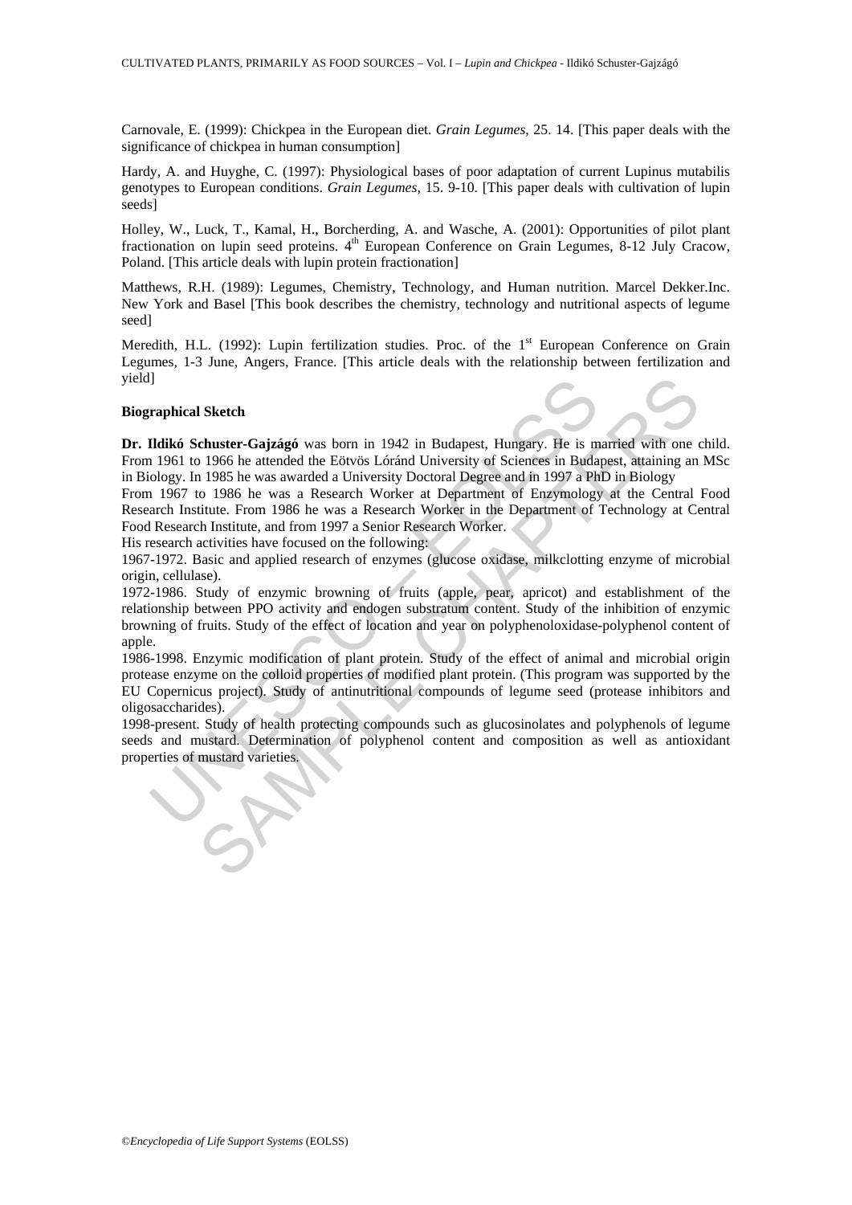Carnovale, E. (1999): Chickpea in the European diet. *Grain Legumes*, 25. 14. [This paper deals with the significance of chickpea in human consumption]

Hardy, A. and Huyghe, C. (1997): Physiological bases of poor adaptation of current Lupinus mutabilis genotypes to European conditions. *Grain Legumes*, 15. 9-10. [This paper deals with cultivation of lupin seeds]

Holley, W., Luck, T., Kamal, H., Borcherding, A. and Wasche, A. (2001): Opportunities of pilot plant fractionation on lupin seed proteins. 4th European Conference on Grain Legumes, 8-12 July Cracow, Poland. [This article deals with lupin protein fractionation]

Matthews, R.H. (1989): Legumes, Chemistry, Technology, and Human nutrition. Marcel Dekker.Inc. New York and Basel [This book describes the chemistry, technology and nutritional aspects of legume seed]

Meredith, H.L. (1992): Lupin fertilization studies. Proc. of the 1st European Conference on Grain Legumes, 1-3 June, Angers, France. [This article deals with the relationship between fertilization and yield]

**Biographical Sketch**

**Dr. Ildikó Schuster-Gajzágó** was born in 1942 in Budapest, Hungary. He is married with one child. From 1961 to 1966 he attended the Eötvös Lóránd University of Sciences in Budapest, attaining an MSc in Biology. In 1985 he was awarded a University Doctoral Degree and in 1997 a PhD in Biology

From 1967 to 1986 he was a Research Worker at Department of Enzymology at the Central Food Research Institute. From 1986 he was a Research Worker in the Department of Technology at Central Food Research Institute, and from 1997 a Senior Research Worker.

His research activities have focused on the following:

1967-1972. Basic and applied research of enzymes (glucose oxidase, milkclotting enzyme of microbial origin, cellulase).

1972-1986. Study of enzymic browning of fruits (apple, pear, apricot) and establishment of the relationship between PPO activity and endogen substratum content. Study of the inhibition of enzymic browning of fruits. Study of the effect of location and year on polyphenoloxidase-polyphenol content of apple.

1986-1998. Enzymic modification of plant protein. Study of the effect of animal and microbial origin protease enzyme on the colloid properties of modified plant protein. (This program was supported by the EU Copernicus project). Study of antinutritional compounds of legume seed (protease inhibitors and oligosaccharides).

1998-present. Study of health protecting compounds such as glucosinolates and polyphenols of legume seeds and mustard. Determination of polyphenol content and composition as well as antioxidant properties of mustard varieties.